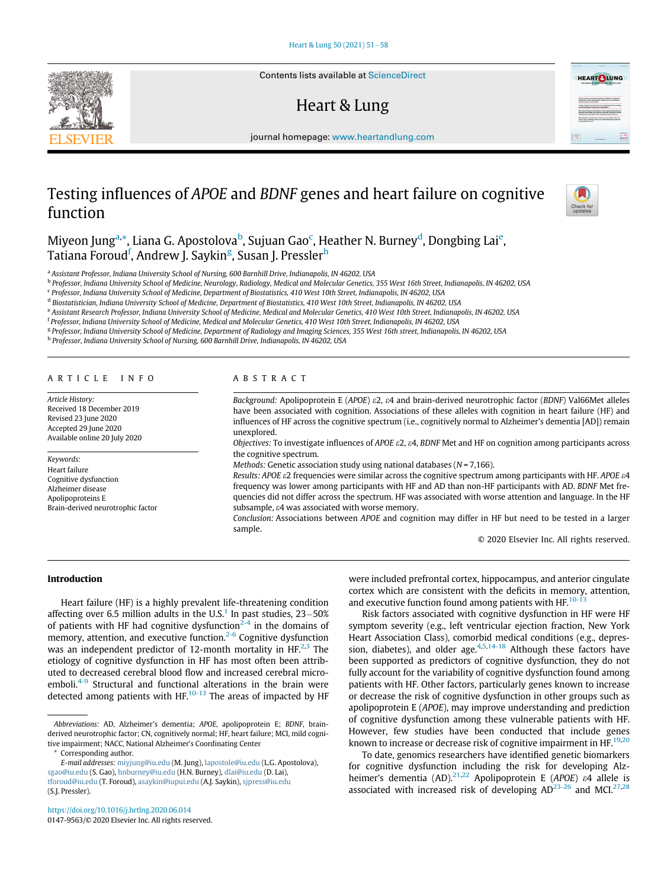# Testing influences of *APOE* and *BDNF* genes and heart failure on cognitive function

Miyeon Jung[a,*], Liana G. Apostolova[b], Sujuan Gao[c], Heather N. Burney[d], Dongbing Lai[e], Tatiana Foroud[f], Andrew J. Saykin[g], Susan J. Pressler[h]

[a] Assistant Professor, Indiana University School of Nursing, 600 Barnhill Drive, Indianapolis, IN 46202, USA
[b] Professor, Indiana University School of Medicine, Neurology, Radiology, Medical and Molecular Genetics, 355 West 16th Street, Indianapolis, IN 46202, USA
[c] Professor, Indiana University School of Medicine, Department of Biostatistics, 410 West 10th Street, Indianapolis, IN 46202, USA
[d] Biostatistician, Indiana University School of Medicine, Department of Biostatistics, 410 West 10th Street, Indianapolis, IN 46202, USA
[e] Assistant Research Professor, Indiana University School of Medicine, Medical and Molecular Genetics, 410 West 10th Street, Indianapolis, IN 46202, USA
[f] Professor, Indiana University School of Medicine, Medical and Molecular Genetics, 410 West 10th Street, Indianapolis, IN 46202, USA
[g] Professor, Indiana University School of Medicine, Department of Radiology and Imaging Sciences, 355 West 16th street, Indianapolis, IN 46202, USA
[h] Professor, Indiana University School of Nursing, 600 Barnhill Drive, Indianapolis, IN 46202, USA

## ARTICLE INFO

*Article History:*
Received 18 December 2019
Revised 23 June 2020
Accepted 29 June 2020
Available online 20 July 2020

*Keywords:*
Heart failure
Cognitive dysfunction
Alzheimer disease
Apolipoproteins E
Brain-derived neurotrophic factor

## ABSTRACT

*Background:* Apolipoprotein E (*APOE*) ε2, ε4 and brain-derived neurotrophic factor (*BDNF*) Val66Met alleles have been associated with cognition. Associations of these alleles with cognition in heart failure (HF) and influences of HF across the cognitive spectrum (i.e., cognitively normal to Alzheimer's dementia [AD]) remain unexplored.

*Objectives:* To investigate influences of *APOE* ε2, ε4, *BDNF* Met and HF on cognition among participants across the cognitive spectrum.

*Methods:* Genetic association study using national databases ($N = 7{,}166$).

*Results:* *APOE* ε2 frequencies were similar across the cognitive spectrum among participants with HF. *APOE* ε4 frequency was lower among participants with HF and AD than non-HF participants with AD. *BDNF* Met frequencies did not differ across the spectrum. HF was associated with worse attention and language. In the HF subsample, ε4 was associated with worse memory.

*Conclusion:* Associations between *APOE* and cognition may differ in HF but need to be tested in a larger sample.

© 2020 Elsevier Inc. All rights reserved.

## Introduction

Heart failure (HF) is a highly prevalent life-threatening condition affecting over 6.5 million adults in the U.S.[1] In past studies, 23–50% of patients with HF had cognitive dysfunction[2-4] in the domains of memory, attention, and executive function.[2-6] Cognitive dysfunction was an independent predictor of 12-month mortality in HF.[2,3] The etiology of cognitive dysfunction in HF has most often been attributed to decreased cerebral blood flow and increased cerebral microemboli.[4-9] Structural and functional alterations in the brain were detected among patients with HF.[10-13] The areas of impacted by HF were included prefrontal cortex, hippocampus, and anterior cingulate cortex which are consistent with the deficits in memory, attention, and executive function found among patients with HF.[10-13]

Risk factors associated with cognitive dysfunction in HF were HF symptom severity (e.g., left ventricular ejection fraction, New York Heart Association Class), comorbid medical conditions (e.g., depression, diabetes), and older age.[4,5,14-18] Although these factors have been supported as predictors of cognitive dysfunction, they do not fully account for the variability of cognitive dysfunction found among patients with HF. Other factors, particularly genes known to increase or decrease the risk of cognitive dysfunction in other groups such as apolipoprotein E (*APOE*), may improve understanding and prediction of cognitive dysfunction among these vulnerable patients with HF. However, few studies have been conducted that include genes known to increase or decrease risk of cognitive impairment in HF.[19,20]

To date, genomics researchers have identified genetic biomarkers for cognitive dysfunction including the risk for developing Alzheimer's dementia (AD).[21,22] Apolipoprotein E (*APOE*) ε4 allele is associated with increased risk of developing AD[23-26] and MCI.[27,28]

*Abbreviations:* AD, Alzheimer's dementia; *APOE*, apolipoprotein E; *BDNF*, brain-derived neurotrophic factor; CN, cognitively normal; HF, heart failure; MCI, mild cognitive impairment; NACC, National Alzheimer's Coordinating Center

\* Corresponding author.

*E-mail addresses:* miyjung@iu.edu (M. Jung), lapostole@iu.edu (L.G. Apostolova), sgao@iu.edu (S. Gao), hnburney@iu.edu (H.N. Burney), dlai@iu.edu (D. Lai), tforoud@iu.edu (T. Foroud), asaykin@iupui.edu (A.J. Saykin), sjpress@iu.edu (S.J. Pressler).

https://doi.org/10.1016/j.hrtlng.2020.06.014
0147-9563/© 2020 Elsevier Inc. All rights reserved.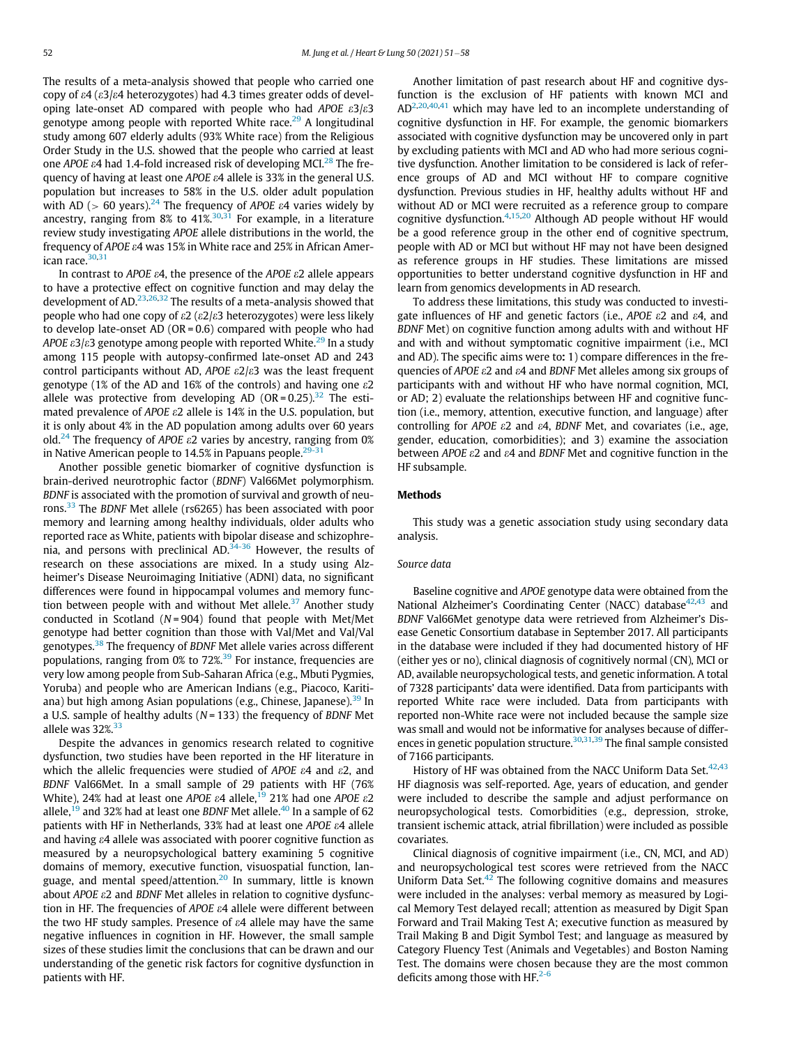The results of a meta-analysis showed that people who carried one copy of ε4 (ε3/ε4 heterozygotes) had 4.3 times greater odds of developing late-onset AD compared with people who had *APOE* ε3/ε3 genotype among people with reported White race.[29] A longitudinal study among 607 elderly adults (93% White race) from the Religious Order Study in the U.S. showed that the people who carried at least one *APOE* ε4 had 1.4-fold increased risk of developing MCI.[28] The frequency of having at least one *APOE* ε4 allele is 33% in the general U.S. population but increases to 58% in the U.S. older adult population with AD (> 60 years).[24] The frequency of *APOE* ε4 varies widely by ancestry, ranging from 8% to 41%.[30,31] For example, in a literature review study investigating *APOE* allele distributions in the world, the frequency of *APOE* ε4 was 15% in White race and 25% in African American race.[30,31]

In contrast to *APOE* ε4, the presence of the *APOE* ε2 allele appears to have a protective effect on cognitive function and may delay the development of AD.[23,26,32] The results of a meta-analysis showed that people who had one copy of ε2 (ε2/ε3 heterozygotes) were less likely to develop late-onset AD (OR = 0.6) compared with people who had *APOE* ε3/ε3 genotype among people with reported White.[29] In a study among 115 people with autopsy-confirmed late-onset AD and 243 control participants without AD, *APOE* ε2/ε3 was the least frequent genotype (1% of the AD and 16% of the controls) and having one ε2 allele was protective from developing AD (OR = 0.25).[32] The estimated prevalence of *APOE* ε2 allele is 14% in the U.S. population, but it is only about 4% in the AD population among adults over 60 years old.[24] The frequency of *APOE* ε2 varies by ancestry, ranging from 0% in Native American people to 14.5% in Papuans people.[29-31]

Another possible genetic biomarker of cognitive dysfunction is brain-derived neurotrophic factor (*BDNF*) Val66Met polymorphism. *BDNF* is associated with the promotion of survival and growth of neurons.[33] The *BDNF* Met allele (rs6265) has been associated with poor memory and learning among healthy individuals, older adults who reported race as White, patients with bipolar disease and schizophrenia, and persons with preclinical AD.[34-36] However, the results of research on these associations are mixed. In a study using Alzheimer's Disease Neuroimaging Initiative (ADNI) data, no significant differences were found in hippocampal volumes and memory function between people with and without Met allele.[37] Another study conducted in Scotland (*N* = 904) found that people with Met/Met genotype had better cognition than those with Val/Met and Val/Val genotypes.[38] The frequency of *BDNF* Met allele varies across different populations, ranging from 0% to 72%.[39] For instance, frequencies are very low among people from Sub-Saharan Africa (e.g., Mbuti Pygmies, Yoruba) and people who are American Indians (e.g., Piacoco, Karitiana) but high among Asian populations (e.g., Chinese, Japanese).[39] In a U.S. sample of healthy adults (*N* = 133) the frequency of *BDNF* Met allele was 32%.[33]

Despite the advances in genomics research related to cognitive dysfunction, two studies have been reported in the HF literature in which the allelic frequencies were studied of *APOE* ε4 and ε2, and *BDNF* Val66Met. In a small sample of 29 patients with HF (76% White), 24% had at least one *APOE* ε4 allele,[19] 21% had one *APOE* ε2 allele,[19] and 32% had at least one *BDNF* Met allele.[40] In a sample of 62 patients with HF in Netherlands, 33% had at least one *APOE* ε4 allele and having ε4 allele was associated with poorer cognitive function as measured by a neuropsychological battery examining 5 cognitive domains of memory, executive function, visuospatial function, language, and mental speed/attention.[20] In summary, little is known about *APOE* ε2 and *BDNF* Met alleles in relation to cognitive dysfunction in HF. The frequencies of *APOE* ε4 allele were different between the two HF study samples. Presence of ε4 allele may have the same negative influences in cognition in HF. However, the small sample sizes of these studies limit the conclusions that can be drawn and our understanding of the genetic risk factors for cognitive dysfunction in patients with HF.

Another limitation of past research about HF and cognitive dysfunction is the exclusion of HF patients with known MCI and AD[2,20,40,41] which may have led to an incomplete understanding of cognitive dysfunction in HF. For example, the genomic biomarkers associated with cognitive dysfunction may be uncovered only in part by excluding patients with MCI and AD who had more serious cognitive dysfunction. Another limitation to be considered is lack of reference groups of AD and MCI without HF to compare cognitive dysfunction. Previous studies in HF, healthy adults without HF and without AD or MCI were recruited as a reference group to compare cognitive dysfunction.[4,15,20] Although AD people without HF would be a good reference group in the other end of cognitive spectrum, people with AD or MCI but without HF may not have been designed as reference groups in HF studies. These limitations are missed opportunities to better understand cognitive dysfunction in HF and learn from genomics developments in AD research.

To address these limitations, this study was conducted to investigate influences of HF and genetic factors (i.e., *APOE* ε2 and ε4, and *BDNF* Met) on cognitive function among adults with and without HF and with and without symptomatic cognitive impairment (i.e., MCI and AD). The specific aims were to: 1) compare differences in the frequencies of *APOE* ε2 and ε4 and *BDNF* Met alleles among six groups of participants with and without HF who have normal cognition, MCI, or AD; 2) evaluate the relationships between HF and cognitive function (i.e., memory, attention, executive function, and language) after controlling for *APOE* ε2 and ε4, *BDNF* Met, and covariates (i.e., age, gender, education, comorbidities); and 3) examine the association between *APOE* ε2 and ε4 and *BDNF* Met and cognitive function in the HF subsample.

## Methods

This study was a genetic association study using secondary data analysis.

### Source data

Baseline cognitive and *APOE* genotype data were obtained from the National Alzheimer's Coordinating Center (NACC) database[42,43] and *BDNF* Val66Met genotype data were retrieved from Alzheimer's Disease Genetic Consortium database in September 2017. All participants in the database were included if they had documented history of HF (either yes or no), clinical diagnosis of cognitively normal (CN), MCI or AD, available neuropsychological tests, and genetic information. A total of 7328 participants' data were identified. Data from participants with reported White race were included. Data from participants with reported non-White race were not included because the sample size was small and would not be informative for analyses because of differences in genetic population structure.[30,31,39] The final sample consisted of 7166 participants.

History of HF was obtained from the NACC Uniform Data Set.[42,43] HF diagnosis was self-reported. Age, years of education, and gender were included to describe the sample and adjust performance on neuropsychological tests. Comorbidities (e.g., depression, stroke, transient ischemic attack, atrial fibrillation) were included as possible covariates.

Clinical diagnosis of cognitive impairment (i.e., CN, MCI, and AD) and neuropsychological test scores were retrieved from the NACC Uniform Data Set.[42] The following cognitive domains and measures were included in the analyses: verbal memory as measured by Logical Memory Test delayed recall; attention as measured by Digit Span Forward and Trail Making Test A; executive function as measured by Trail Making B and Digit Symbol Test; and language as measured by Category Fluency Test (Animals and Vegetables) and Boston Naming Test. The domains were chosen because they are the most common deficits among those with HF.[2-6]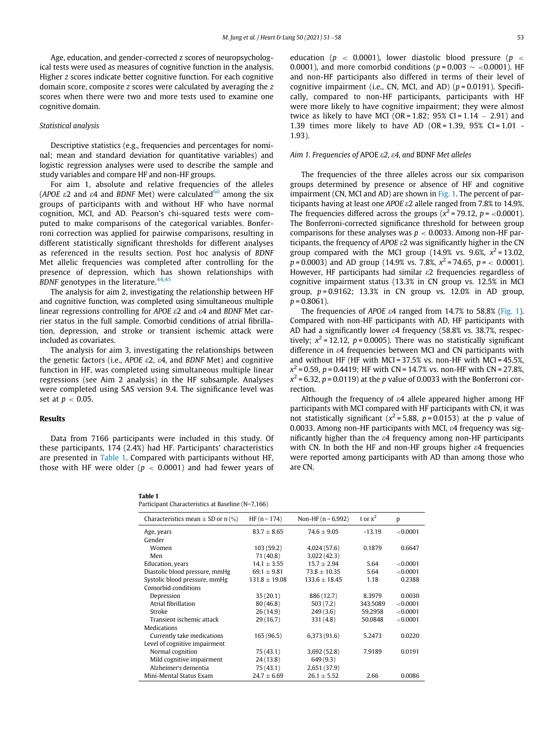Age, education, and gender-corrected z scores of neuropsychological tests were used as measures of cognitive function in the analysis. Higher *z* scores indicate better cognitive function. For each cognitive domain score, composite *z* scores were calculated by averaging the *z* scores when there were two and more tests used to examine one cognitive domain.

*Statistical analysis*

Descriptive statistics (e.g., frequencies and percentages for nominal; mean and standard deviation for quantitative variables) and logistic regression analyses were used to describe the sample and study variables and compare HF and non-HF groups.

For aim 1, absolute and relative frequencies of the alleles (*APOE* ε2 and ε4 and *BDNF* Met) were calculated[60] among the six groups of participants with and without HF who have normal cognition, MCI, and AD. Pearson's chi-squared tests were computed to make comparisons of the categorical variables. Bonferroni correction was applied for pairwise comparisons, resulting in different statistically significant thresholds for different analyses as referenced in the results section. Post hoc analysis of *BDNF* Met allelic frequencies was completed after controlling for the presence of depression, which has shown relationships with *BDNF* genotypes in the literature.[44,45]

The analysis for aim 2, investigating the relationship between HF and cognitive function, was completed using simultaneous multiple linear regressions controlling for *APOE* ε2 and ε4 and *BDNF* Met carrier status in the full sample. Comorbid conditions of atrial fibrillation, depression, and stroke or transient ischemic attack were included as covariates.

The analysis for aim 3, investigating the relationships between the genetic factors (i.e., *APOE* ε2, ε4, and *BDNF* Met) and cognitive function in HF, was completed using simultaneous multiple linear regressions (see Aim 2 analysis) in the HF subsample. Analyses were completed using SAS version 9.4. The significance level was set at $p < 0.05$.

## Results

Data from 7166 participants were included in this study. Of these participants, 174 (2.4%) had HF. Participants' characteristics are presented in Table 1. Compared with participants without HF, those with HF were older ($p < 0.0001$) and had fewer years of education ($p < 0.0001$), lower diastolic blood pressure ($p < 0.0001$), and more comorbid conditions ($p = 0.003 \sim <0.0001$). HF and non-HF participants also differed in terms of their level of cognitive impairment (i.e., CN, MCI, and AD) ($p = 0.0191$). Specifically, compared to non-HF participants, participants with HF were more likely to have cognitive impairment; they were almost twice as likely to have MCI (OR = 1.82; 95% CI = 1.14 – 2.91) and 1.39 times more likely to have AD (OR = 1.39, 95% CI = 1.01 - 1.93).

*Aim 1. Frequencies of* APOE *ε2, ε4, and* BDNF *Met alleles*

The frequencies of the three alleles across our six comparison groups determined by presence or absence of HF and cognitive impairment (CN, MCI and AD) are shown in Fig. 1. The percent of participants having at least one *APOE* ε2 allele ranged from 7.8% to 14.9%. The frequencies differed across the groups ($x^2 = 79.12$, $p = <0.0001$). The Bonferroni-corrected significance threshold for between group comparisons for these analyses was $p < 0.0033$. Among non-HF participants, the frequency of *APOE* ε2 was significantly higher in the CN group compared with the MCI group (14.9% vs. 9.6%, $x^2 = 13.02$, $p = 0.0003$) and AD group (14.9% vs. 7.8%, $x^2 = 74.65$, $p = < 0.0001$). However, HF participants had similar ε2 frequencies regardless of cognitive impairment status (13.3% in CN group vs. 12.5% in MCI group, $p = 0.9162$; 13.3% in CN group vs. 12.0% in AD group, $p = 0.8061$).

The frequencies of *APOE* ε4 ranged from 14.7% to 58.8% (Fig. 1). Compared with non-HF participants with AD, HF participants with AD had a significantly lower ε4 frequency (58.8% vs. 38.7%, respectively; $x^2 = 12.12$, $p = 0.0005$). There was no statistically significant difference in ε4 frequencies between MCI and CN participants with and without HF (HF with MCI = 37.5% vs. non-HF with MCI = 45.5%, $x^2 = 0.59$, $p = 0.4419$; HF with CN = 14.7% vs. non-HF with CN = 27.8%, $x^2 = 6.32$, $p = 0.0119$) at the *p* value of 0.0033 with the Bonferroni correction.

Although the frequency of ε4 allele appeared higher among HF participants with MCI compared with HF participants with CN, it was not statistically significant ($x^2 = 5.88$, $p = 0.0153$) at the p value of 0.0033. Among non-HF participants with MCI, ε4 frequency was significantly higher than the ε4 frequency among non-HF participants with CN. In both the HF and non-HF groups higher ε4 frequencies were reported among participants with AD than among those who are CN.

**Table 1**
Participant Characteristics at Baseline (N=7,166)

| Characteristics mean ± SD or n (%) | HF (n = 174) | Non-HF (n = 6,992) | t or $x^2$ | p |
|---|---|---|---|---|
| Age, years | 83.7 ± 8.65 | 74.6 ± 9.05 | -13.19 | <0.0001 |
| Gender | | | | |
| Women | 103 (59.2) | 4,024 (57.6) | 0.1879 | 0.6647 |
| Men | 71 (40.8) | 3,022 (42.3) | | |
| Education, years | 14.1 ± 3.55 | 15.7 ± 2.94 | 5.64 | <0.0001 |
| Diastolic blood pressure, mmHg | 69.1 ± 9.81 | 73.8 ± 10.35 | 5.64 | <0.0001 |
| Systolic blood pressure, mmHg | 131.8 ± 19.08 | 133.6 ± 18.45 | 1.18 | 0.2388 |
| Comorbid conditions | | | | |
| Depression | 35 (20.1) | 886 (12.7) | 8.3979 | 0.0030 |
| Atrial fibrillation | 80 (46.8) | 503 (7.2) | 343.5089 | <0.0001 |
| Stroke | 26 (14.9) | 249 (3.6) | 59.2958 | <0.0001 |
| Transient ischemic attack | 29 (16.7) | 331 (4.8) | 50.0848 | <0.0001 |
| Medications | | | | |
| Currently take medications | 165 (96.5) | 6,373 (91.6) | 5.2473 | 0.0220 |
| Level of cognitive impairment | | | | |
| Normal cognition | 75 (43.1) | 3,692 (52.8) | 7.9189 | 0.0191 |
| Mild cognitive impairment | 24 (13.8) | 649 (9.3) | | |
| Alzheimer's dementia | 75 (43.1) | 2,651 (37.9) | | |
| Mini-Mental Status Exam | 24.7 ± 6.69 | 26.1 ± 5.52 | 2.66 | 0.0086 |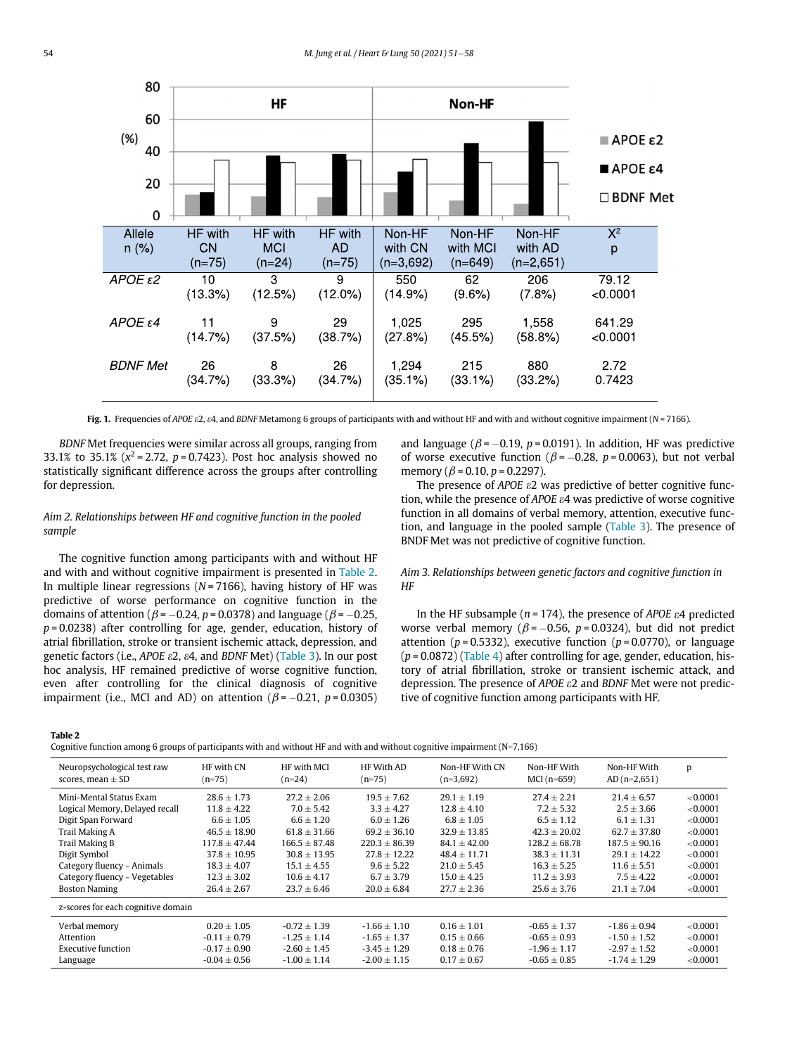| Allele n (%) | HF with CN (n=75) | HF with MCI (n=24) | HF with AD (n=75) | Non-HF with CN (n=3,692) | Non-HF with MCI (n=649) | Non-HF with AD (n=2,651) | $X^2$ p |
|---|---|---|---|---|---|---|---|
| *APOE ε2* | 10 (13.3%) | 3 (12.5%) | 9 (12.0%) | 550 (14.9%) | 62 (9.6%) | 206 (7.8%) | 79.12 <0.0001 |
| *APOE ε4* | 11 (14.7%) | 9 (37.5%) | 29 (38.7%) | 1,025 (27.8%) | 295 (45.5%) | 1,558 (58.8%) | 641.29 <0.0001 |
| *BDNF Met* | 26 (34.7%) | 8 (33.3%) | 26 (34.7%) | 1,294 (35.1%) | 215 (33.1%) | 880 (33.2%) | 2.72 0.7423 |

**Fig. 1.** Frequencies of *APOE* ε2, ε4, and *BDNF* Metamong 6 groups of participants with and without HF and with and without cognitive impairment (*N* = 7166).

*BDNF* Met frequencies were similar across all groups, ranging from 33.1% to 35.1% ($x^2$ = 2.72, *p* = 0.7423). Post hoc analysis showed no statistically significant difference across the groups after controlling for depression.

*Aim 2. Relationships between HF and cognitive function in the pooled sample*

The cognitive function among participants with and without HF and with and without cognitive impairment is presented in Table 2. In multiple linear regressions (*N* = 7166), having history of HF was predictive of worse performance on cognitive function in the domains of attention ($\beta$ = −0.24, *p* = 0.0378) and language ($\beta$ = −0.25, *p* = 0.0238) after controlling for age, gender, education, history of atrial fibrillation, stroke or transient ischemic attack, depression, and genetic factors (i.e., *APOE* ε2, ε4, and *BDNF* Met) (Table 3). In our post hoc analysis, HF remained predictive of worse cognitive function, even after controlling for the clinical diagnosis of cognitive impairment (i.e., MCI and AD) on attention ($\beta$ = −0.21, *p* = 0.0305) and language ($\beta$ = −0.19, *p* = 0.0191). In addition, HF was predictive of worse executive function ($\beta$ = −0.28, *p* = 0.0063), but not verbal memory ($\beta$ = 0.10, *p* = 0.2297).

The presence of *APOE* ε2 was predictive of better cognitive function, while the presence of *APOE* ε4 was predictive of worse cognitive function in all domains of verbal memory, attention, executive function, and language in the pooled sample (Table 3). The presence of BNDF Met was not predictive of cognitive function.

*Aim 3. Relationships between genetic factors and cognitive function in HF*

In the HF subsample (*n* = 174), the presence of *APOE* ε4 predicted worse verbal memory ($\beta$ = −0.56, *p* = 0.0324), but did not predict attention (*p* = 0.5332), executive function (*p* = 0.0770), or language (*p* = 0.0872) (Table 4) after controlling for age, gender, education, history of atrial fibrillation, stroke or transient ischemic attack, and depression. The presence of *APOE* ε2 and *BDNF* Met were not predictive of cognitive function among participants with HF.

**Table 2**
Cognitive function among 6 groups of participants with and without HF and with and without cognitive impairment (N=7,166)

| Neuropsychological test raw scores, mean ± SD | HF with CN (n=75) | HF with MCI (n=24) | HF With AD (n=75) | Non-HF With CN (n=3,692) | Non-HF With MCI (n=659) | Non-HF With AD (n=2,651) | p |
|---|---|---|---|---|---|---|---|
| Mini-Mental Status Exam | 28.6 ± 1.73 | 27.2 ± 2.06 | 19.5 ± 7.62 | 29.1 ± 1.19 | 27.4 ± 2.21 | 21.4 ± 6.57 | <0.0001 |
| Logical Memory, Delayed recall | 11.8 ± 4.22 | 7.0 ± 5.42 | 3.3 ± 4.27 | 12.8 ± 4.10 | 7.2 ± 5.32 | 2.5 ± 3.66 | <0.0001 |
| Digit Span Forward | 6.6 ± 1.05 | 6.6 ± 1.20 | 6.0 ± 1.26 | 6.8 ± 1.05 | 6.5 ± 1.12 | 6.1 ± 1.31 | <0.0001 |
| Trail Making A | 46.5 ± 18.90 | 61.8 ± 31.66 | 69.2 ± 36.10 | 32.9 ± 13.85 | 42.3 ± 20.02 | 62.7 ± 37.80 | <0.0001 |
| Trail Making B | 117.8 ± 47.44 | 166.5 ± 87.48 | 220.3 ± 86.39 | 84.1 ± 42.00 | 128.2 ± 68.78 | 187.5 ± 90.16 | <0.0001 |
| Digit Symbol | 37.8 ± 10.95 | 30.8 ± 13.95 | 27.8 ± 12.22 | 48.4 ± 11.71 | 38.3 ± 11.31 | 29.1 ± 14.22 | <0.0001 |
| Category fluency – Animals | 18.3 ± 4.07 | 15.1 ± 4.55 | 9.6 ± 5.22 | 21.0 ± 5.45 | 16.3 ± 5.25 | 11.6 ± 5.51 | <0.0001 |
| Category fluency – Vegetables | 12.3 ± 3.02 | 10.6 ± 4.17 | 6.7 ± 3.79 | 15.0 ± 4.25 | 11.2 ± 3.93 | 7.5 ± 4.22 | <0.0001 |
| Boston Naming | 26.4 ± 2.67 | 23.7 ± 6.46 | 20.0 ± 6.84 | 27.7 ± 2.36 | 25.6 ± 3.76 | 21.1 ± 7.04 | <0.0001 |
| z-scores for each cognitive domain | | | | | | | |
| Verbal memory | 0.20 ± 1.05 | -0.72 ± 1.39 | -1.66 ± 1.10 | 0.16 ± 1.01 | -0.65 ± 1.37 | -1.86 ± 0.94 | <0.0001 |
| Attention | -0.11 ± 0.79 | -1.25 ± 1.14 | -1.65 ± 1.37 | 0.15 ± 0.66 | -0.65 ± 0.93 | -1.50 ± 1.52 | <0.0001 |
| Executive function | -0.17 ± 0.90 | -2.60 ± 1.45 | -3.45 ± 1.29 | 0.18 ± 0.76 | -1.96 ± 1.17 | -2.97 ± 1.52 | <0.0001 |
| Language | -0.04 ± 0.56 | -1.00 ± 1.14 | -2.00 ± 1.15 | 0.17 ± 0.67 | -0.65 ± 0.85 | -1.74 ± 1.29 | <0.0001 |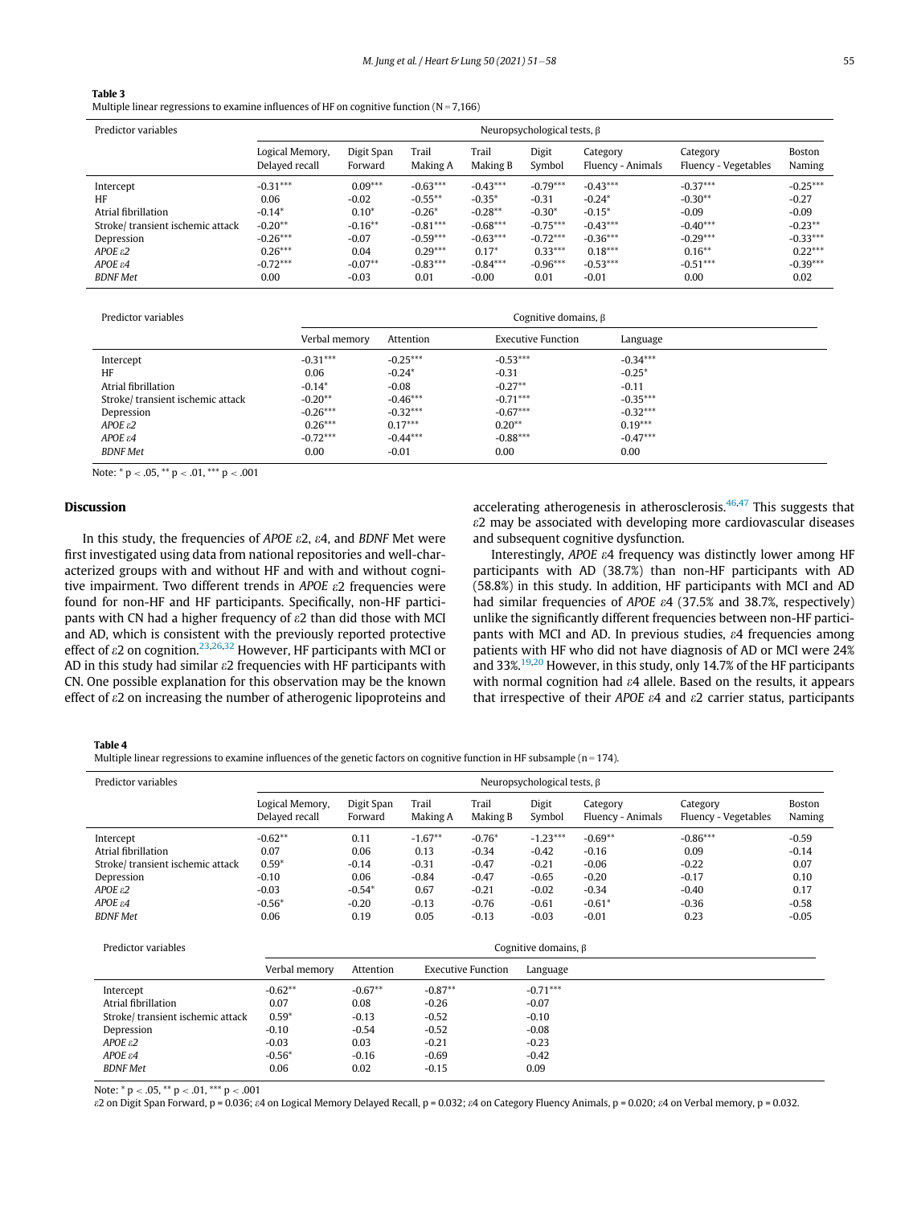**Table 3**
Multiple linear regressions to examine influences of HF on cognitive function (N = 7,166)

| Predictor variables | Neuropsychological tests, β | | | | | | | |
|---|---|---|---|---|---|---|---|---|
| | Logical Memory, Delayed recall | Digit Span Forward | Trail Making A | Trail Making B | Digit Symbol | Category Fluency - Animals | Category Fluency - Vegetables | Boston Naming |
| Intercept | -0.31*** | 0.09*** | -0.63*** | -0.43*** | -0.79*** | -0.43*** | -0.37*** | -0.25*** |
| HF | 0.06 | -0.02 | -0.55** | -0.35* | -0.31 | -0.24* | -0.30** | -0.27 |
| Atrial fibrillation | -0.14* | 0.10* | -0.26* | -0.28** | -0.30* | -0.15* | -0.09 | -0.09 |
| Stroke/ transient ischemic attack | -0.20** | -0.16** | -0.81*** | -0.68*** | -0.75*** | -0.43*** | -0.40*** | -0.23** |
| Depression | -0.26*** | -0.07 | -0.59*** | -0.63*** | -0.72*** | -0.36*** | -0.29*** | -0.33*** |
| *APOE ε2* | 0.26*** | 0.04 | 0.29*** | 0.17* | 0.33*** | 0.18*** | 0.16** | 0.22*** |
| *APOE ε4* | -0.72*** | -0.07** | -0.83*** | -0.84*** | -0.96*** | -0.53*** | -0.51*** | -0.39*** |
| *BDNF Met* | 0.00 | -0.03 | 0.01 | -0.00 | 0.01 | -0.01 | 0.00 | 0.02 |

| Predictor variables | Cognitive domains, β | | | |
|---|---|---|---|---|
| | Verbal memory | Attention | Executive Function | Language |
| Intercept | -0.31*** | -0.25*** | -0.53*** | -0.34*** |
| HF | 0.06 | -0.24* | -0.31 | -0.25* |
| Atrial fibrillation | -0.14* | -0.08 | -0.27** | -0.11 |
| Stroke/ transient ischemic attack | -0.20** | -0.46*** | -0.71*** | -0.35*** |
| Depression | -0.26*** | -0.32*** | -0.67*** | -0.32*** |
| *APOE ε2* | 0.26*** | 0.17*** | 0.20** | 0.19*** |
| *APOE ε4* | -0.72*** | -0.44*** | -0.88*** | -0.47*** |
| *BDNF Met* | 0.00 | -0.01 | 0.00 | 0.00 |

Note: * $p < .05$, ** $p < .01$, *** $p < .001$

## Discussion

In this study, the frequencies of *APOE* ε2, ε4, and *BDNF* Met were first investigated using data from national repositories and well-characterized groups with and without HF and with and without cognitive impairment. Two different trends in *APOE* ε2 frequencies were found for non-HF and HF participants. Specifically, non-HF participants with CN had a higher frequency of ε2 than did those with MCI and AD, which is consistent with the previously reported protective effect of ε2 on cognition.[23,26,32] However, HF participants with MCI or AD in this study had similar ε2 frequencies with HF participants with CN. One possible explanation for this observation may be the known effect of ε2 on increasing the number of atherogenic lipoproteins and accelerating atherogenesis in atherosclerosis.[46,47] This suggests that ε2 may be associated with developing more cardiovascular diseases and subsequent cognitive dysfunction.

Interestingly, *APOE* ε4 frequency was distinctly lower among HF participants with AD (38.7%) than non-HF participants with AD (58.8%) in this study. In addition, HF participants with MCI and AD had similar frequencies of *APOE* ε4 (37.5% and 38.7%, respectively) unlike the significantly different frequencies between non-HF participants with MCI and AD. In previous studies, ε4 frequencies among patients with HF who did not have diagnosis of AD or MCI were 24% and 33%.[19,20] However, in this study, only 14.7% of the HF participants with normal cognition had ε4 allele. Based on the results, it appears that irrespective of their *APOE* ε4 and ε2 carrier status, participants

**Table 4**
Multiple linear regressions to examine influences of the genetic factors on cognitive function in HF subsample (n = 174).

| Predictor variables | Neuropsychological tests, β | | | | | | | |
|---|---|---|---|---|---|---|---|---|
| | Logical Memory, Delayed recall | Digit Span Forward | Trail Making A | Trail Making B | Digit Symbol | Category Fluency - Animals | Category Fluency - Vegetables | Boston Naming |
| Intercept | -0.62** | 0.11 | -1.67** | -0.76* | -1.23*** | -0.69** | -0.86*** | -0.59 |
| Atrial fibrillation | 0.07 | 0.06 | 0.13 | -0.34 | -0.42 | -0.16 | 0.09 | -0.14 |
| Stroke/ transient ischemic attack | 0.59* | -0.14 | -0.31 | -0.47 | -0.21 | -0.06 | -0.22 | 0.07 |
| Depression | -0.10 | 0.06 | -0.84 | -0.47 | -0.65 | -0.20 | -0.17 | 0.10 |
| *APOE ε2* | -0.03 | -0.54* | 0.67 | -0.21 | -0.02 | -0.34 | -0.40 | 0.17 |
| *APOE ε4* | -0.56* | -0.20 | -0.13 | -0.76 | -0.61 | -0.61* | -0.36 | -0.58 |
| *BDNF Met* | 0.06 | 0.19 | 0.05 | -0.13 | -0.03 | -0.01 | 0.23 | -0.05 |

| Predictor variables | Cognitive domains, β | | | |
|---|---|---|---|---|
| | Verbal memory | Attention | Executive Function | Language |
| Intercept | -0.62** | -0.67** | -0.87** | -0.71*** |
| Atrial fibrillation | 0.07 | 0.08 | -0.26 | -0.07 |
| Stroke/ transient ischemic attack | 0.59* | -0.13 | -0.52 | -0.10 |
| Depression | -0.10 | -0.54 | -0.52 | -0.08 |
| *APOE ε2* | -0.03 | 0.03 | -0.21 | -0.23 |
| *APOE ε4* | -0.56* | -0.16 | -0.69 | -0.42 |
| *BDNF Met* | 0.06 | 0.02 | -0.15 | 0.09 |

Note: * $p < .05$, ** $p < .01$, *** $p < .001$

ε2 on Digit Span Forward, p = 0.036; ε4 on Logical Memory Delayed Recall, p = 0.032; ε4 on Category Fluency Animals, p = 0.020; ε4 on Verbal memory, p = 0.032.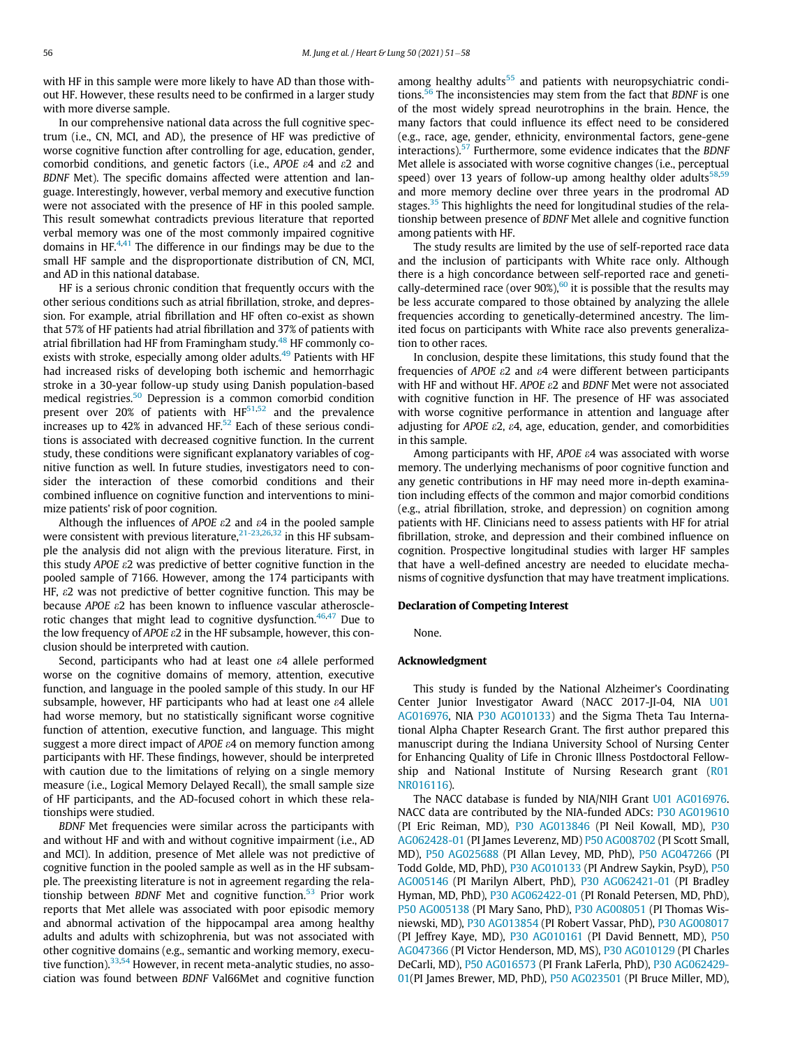with HF in this sample were more likely to have AD than those without HF. However, these results need to be confirmed in a larger study with more diverse sample.

In our comprehensive national data across the full cognitive spectrum (i.e., CN, MCI, and AD), the presence of HF was predictive of worse cognitive function after controlling for age, education, gender, comorbid conditions, and genetic factors (i.e., *APOE* ε4 and ε2 and *BDNF* Met). The specific domains affected were attention and language. Interestingly, however, verbal memory and executive function were not associated with the presence of HF in this pooled sample. This result somewhat contradicts previous literature that reported verbal memory was one of the most commonly impaired cognitive domains in HF.[4,41] The difference in our findings may be due to the small HF sample and the disproportionate distribution of CN, MCI, and AD in this national database.

HF is a serious chronic condition that frequently occurs with the other serious conditions such as atrial fibrillation, stroke, and depression. For example, atrial fibrillation and HF often co-exist as shown that 57% of HF patients had atrial fibrillation and 37% of patients with atrial fibrillation had HF from Framingham study.[48] HF commonly co-exists with stroke, especially among older adults.[49] Patients with HF had increased risks of developing both ischemic and hemorrhagic stroke in a 30-year follow-up study using Danish population-based medical registries.[50] Depression is a common comorbid condition present over 20% of patients with HF[51,52] and the prevalence increases up to 42% in advanced HF.[52] Each of these serious conditions is associated with decreased cognitive function. In the current study, these conditions were significant explanatory variables of cognitive function as well. In future studies, investigators need to consider the interaction of these comorbid conditions and their combined influence on cognitive function and interventions to minimize patients' risk of poor cognition.

Although the influences of *APOE* ε2 and ε4 in the pooled sample were consistent with previous literature,[21-23,26,32] in this HF subsample the analysis did not align with the previous literature. First, in this study *APOE* ε2 was predictive of better cognitive function in the pooled sample of 7166. However, among the 174 participants with HF, ε2 was not predictive of better cognitive function. This may be because *APOE* ε2 has been known to influence vascular atherosclerotic changes that might lead to cognitive dysfunction.[46,47] Due to the low frequency of *APOE* ε2 in the HF subsample, however, this conclusion should be interpreted with caution.

Second, participants who had at least one ε4 allele performed worse on the cognitive domains of memory, attention, executive function, and language in the pooled sample of this study. In our HF subsample, however, HF participants who had at least one ε4 allele had worse memory, but no statistically significant worse cognitive function of attention, executive function, and language. This might suggest a more direct impact of *APOE* ε4 on memory function among participants with HF. These findings, however, should be interpreted with caution due to the limitations of relying on a single memory measure (i.e., Logical Memory Delayed Recall), the small sample size of HF participants, and the AD-focused cohort in which these relationships were studied.

*BDNF* Met frequencies were similar across the participants with and without HF and with and without cognitive impairment (i.e., AD and MCI). In addition, presence of Met allele was not predictive of cognitive function in the pooled sample as well as in the HF subsample. The preexisting literature is not in agreement regarding the relationship between *BDNF* Met and cognitive function.[53] Prior work reports that Met allele was associated with poor episodic memory and abnormal activation of the hippocampal area among healthy adults and adults with schizophrenia, but was not associated with other cognitive domains (e.g., semantic and working memory, executive function).[33,54] However, in recent meta-analytic studies, no association was found between *BDNF* Val66Met and cognitive function among healthy adults[55] and patients with neuropsychiatric conditions.[56] The inconsistencies may stem from the fact that *BDNF* is one of the most widely spread neurotrophins in the brain. Hence, the many factors that could influence its effect need to be considered (e.g., race, age, gender, ethnicity, environmental factors, gene-gene interactions).[57] Furthermore, some evidence indicates that the *BDNF* Met allele is associated with worse cognitive changes (i.e., perceptual speed) over 13 years of follow-up among healthy older adults[58,59] and more memory decline over three years in the prodromal AD stages.[35] This highlights the need for longitudinal studies of the relationship between presence of *BDNF* Met allele and cognitive function among patients with HF.

The study results are limited by the use of self-reported race data and the inclusion of participants with White race only. Although there is a high concordance between self-reported race and genetically-determined race (over 90%),[60] it is possible that the results may be less accurate compared to those obtained by analyzing the allele frequencies according to genetically-determined ancestry. The limited focus on participants with White race also prevents generalization to other races.

In conclusion, despite these limitations, this study found that the frequencies of *APOE* ε2 and ε4 were different between participants with HF and without HF. *APOE* ε2 and *BDNF* Met were not associated with cognitive function in HF. The presence of HF was associated with worse cognitive performance in attention and language after adjusting for *APOE* ε2, ε4, age, education, gender, and comorbidities in this sample.

Among participants with HF, *APOE* ε4 was associated with worse memory. The underlying mechanisms of poor cognitive function and any genetic contributions in HF may need more in-depth examination including effects of the common and major comorbid conditions (e.g., atrial fibrillation, stroke, and depression) on cognition among patients with HF. Clinicians need to assess patients with HF for atrial fibrillation, stroke, and depression and their combined influence on cognition. Prospective longitudinal studies with larger HF samples that have a well-defined ancestry are needed to elucidate mechanisms of cognitive dysfunction that may have treatment implications.

## Declaration of Competing Interest

None.

## Acknowledgment

This study is funded by the National Alzheimer's Coordinating Center Junior Investigator Award (NACC 2017-JI-04, NIA U01 AG016976, NIA P30 AG010133) and the Sigma Theta Tau International Alpha Chapter Research Grant. The first author prepared this manuscript during the Indiana University School of Nursing Center for Enhancing Quality of Life in Chronic Illness Postdoctoral Fellowship and National Institute of Nursing Research grant (R01 NR016116).

The NACC database is funded by NIA/NIH Grant U01 AG016976. NACC data are contributed by the NIA-funded ADCs: P30 AG019610 (PI Eric Reiman, MD), P30 AG013846 (PI Neil Kowall, MD), P30 AG062428-01 (PI James Leverenz, MD) P50 AG008702 (PI Scott Small, MD), P50 AG025688 (PI Allan Levey, MD, PhD), P50 AG047266 (PI Todd Golde, MD, PhD), P30 AG010133 (PI Andrew Saykin, PsyD), P50 AG005146 (PI Marilyn Albert, PhD), P30 AG062421-01 (PI Bradley Hyman, MD, PhD), P30 AG062422-01 (PI Ronald Petersen, MD, PhD), P50 AG005138 (PI Mary Sano, PhD), P30 AG008051 (PI Thomas Wisniewski, MD), P30 AG013854 (PI Robert Vassar, PhD), P30 AG008017 (PI Jeffrey Kaye, MD), P30 AG010161 (PI David Bennett, MD), P50 AG047366 (PI Victor Henderson, MD, MS), P30 AG010129 (PI Charles DeCarli, MD), P50 AG016573 (PI Frank LaFerla, PhD), P30 AG062429-01(PI James Brewer, MD, PhD), P50 AG023501 (PI Bruce Miller, MD),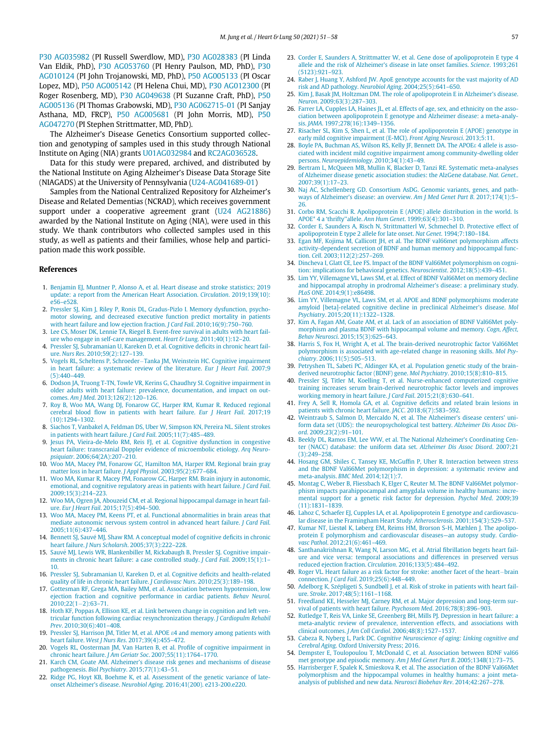P30 AG035982 (PI Russell Swerdlow, MD), P30 AG028383 (PI Linda Van Eldik, PhD), P30 AG053760 (PI Henry Paulson, MD, PhD), P30 AG010124 (PI John Trojanowski, MD, PhD), P50 AG005133 (PI Oscar Lopez, MD), P50 AG005142 (PI Helena Chui, MD), P30 AG012300 (PI Roger Rosenberg, MD), P30 AG049638 (PI Suzanne Craft, PhD), P50 AG005136 (PI Thomas Grabowski, MD), P30 AG062715-01 (PI Sanjay Asthana, MD, FRCP), P50 AG005681 (PI John Morris, MD), P50 AG047270 (PI Stephen Strittmatter, MD, PhD).

The Alzheimer's Disease Genetics Consortium supported collection and genotyping of samples used in this study through National Institute on Aging (NIA) grants U01AG032984 and RC2AG036528.

Data for this study were prepared, archived, and distributed by the National Institute on Aging Alzheimer's Disease Data Storage Site (NIAGADS) at the University of Pennsylvania (U24-AG041689-01)

Samples from the National Centralized Repository for Alzheimer's Disease and Related Dementias (NCRAD), which receives government support under a cooperative agreement grant (U24 AG21886) awarded by the National Institute on Aging (NIA), were used in this study. We thank contributors who collected samples used in this study, as well as patients and their families, whose help and participation made this work possible.

## References

1. Benjamin EJ, Muntner P, Alonso A, et al. Heart disease and stroke statistics; 2019 update: a report from the American Heart Association. *Circulation*. 2019;139(10): e56–e528.
2. Pressler SJ, Kim J, Riley P, Ronis DL, Gradus-Pizlo I. Memory dysfunction, psychomotor slowing, and decreased executive function predict mortality in patients with heart failure and low ejection fraction. *J Card Fail*. 2010;16(9):750–760.
3. Lee CS, Moser DK, Lennie TA, Riegel B. Event-free survival in adults with heart failure who engage in self-care management. *Heart & Lung*. 2011;40(1):12–20.
4. Pressler SJ, Subramanian U, Kareken D, et al. Cognitive deficits in chronic heart failure. *Nurs Res*. 2010;59(2):127–139.
5. Vogels RL, Scheltens P, Schroeder–Tanka JM, Weinstein HC. Cognitive impairment in heart failure: a systematic review of the literature. *Eur J Heart Fail*. 2007;9 (5):440–449.
6. Dodson JA, Truong T-TN, Towle VR, Kerins G, Chaudhry SI. Cognitive impairment in older adults with heart failure: prevalence, documentation, and impact on outcomes. *Am J Med*. 2013;126(2):120–126.
7. Roy B, Woo MA, Wang DJ, Fonarow GC, Harper RM, Kumar R. Reduced regional cerebral blood flow in patients with heart failure. *Eur J Heart Fail*. 2017;19 (10):1294–1302.
8. Siachos T, Vanbakel A, Feldman DS, Uber W, Simpson KN, Pereira NL. Silent strokes in patients with heart failure. *J Card Fail*. 2005;11(7):485–489.
9. Jesus PA, Vieira-de-Melo RM, Reis FJ, et al. Cognitive dysfunction in congestive heart failure: transcranial Doppler evidence of microembolic etiology. *Arq Neuropsiquiatr*. 2006;64(2A):207–210.
10. Woo MA, Macey PM, Fonarow GC, Hamilton MA, Harper RM. Regional brain gray matter loss in heart failure. *J Appl Physiol*. 2003;95(2):677–684.
11. Woo MA, Kumar R, Macey PM, Fonarow GC, Harper RM. Brain injury in autonomic, emotional, and cognitive regulatory areas in patients with heart failure. *J Card Fail*. 2009;15(3):214–223.
12. Woo MA, Ogren JA, Abouzeid CM, et al. Regional hippocampal damage in heart failure. *Eur J Heart Fail*. 2015;17(5):494–500.
13. Woo MA, Macey PM, Keens PT, et al. Functional abnormalities in brain areas that mediate autonomic nervous system control in advanced heart failure. *J Card Fail*. 2005;11(6):437–446.
14. Bennett SJ, Sauvé MJ, Shaw RM. A conceptual model of cognitive deficits in chronic heart failure. *J Nurs Scholarsh*. 2005;37(3):222–228.
15. Sauvé MJ, Lewis WR, Blankenbiller M, Rickabaugh B, Pressler SJ. Cognitive impairments in chronic heart failure: a case controlled study. *J Card Fail*. 2009;15(1):1–10.
16. Pressler SJ, Subramanian U, Kareken D, et al. Cognitive deficits and health-related quality of life in chronic heart failure. *J Cardiovasc Nurs*. 2010;25(3):189–198.
17. Gottesman RF, Grega MA, Bailey MM, et al. Association between hypotension, low ejection fraction and cognitive performance in cardiac patients. *Behav Neurol*. 2010;22(1–2):63–71.
18. Hoth KF, Poppas A, Ellison KE, et al. Link between change in cognition and left ventricular function following cardiac resynchronization therapy. *J Cardiopulm Rehabil Prev*. 2010;30(6):401–408.
19. Pressler SJ, Harrison JM, Titler M, et al. APOE ε4 and memory among patients with heart failure. *West J Nurs Res*. 2017;39(4):455–472.
20. Vogels RL, Oosterman JM, Van Harten B, et al. Profile of cognitive impairment in chronic heart failure. *J Am Geriatr Soc*. 2007;55(11):1764–1770.
21. Karch CM, Goate AM. Alzheimer's disease risk genes and mechanisms of disease pathogenesis. *Biol Psychiatry*. 2015;77(1):43–51.
22. Ridge PG, Hoyt KB, Boehme K, et al. Assessment of the genetic variance of late-onset Alzheimer's disease. *Neurobiol Aging*. 2016;41(200). e213-200.e220.
23. Corder E, Saunders A, Strittmatter W, et al. Gene dose of apolipoprotein E type 4 allele and the risk of Alzheimer's disease in late onset families. *Science*. 1993;261 (5123):921–923.
24. Raber J, Huang Y, Ashford JW. ApoE genotype accounts for the vast majority of AD risk and AD pathology. *Neurobiol Aging*. 2004;25(5):641–650.
25. Kim J, Basak JM, Holtzman DM. The role of apolipoprotein E in Alzheimer's disease. *Neuron*. 2009;63(3):287–303.
26. Farrer LA, Cupples LA, Haines JL, et al. Effects of age, sex, and ethnicity on the association between apolipoprotein E genotype and Alzheimer disease: a meta-analysis. *JAMA*. 1997;278(16):1349–1356.
27. Risacher SL, Kim S, Shen L, et al. The role of apolipoprotein E (APOE) genotype in early mild cognitive impairment (E-MCI). *Front Aging Neurosci*. 2013;5:11.
28. Boyle PA, Buchman AS, Wilson RS, Kelly JF, Bennett DA. The APOEε 4 allele is associated with incident mild cognitive impairment among community-dwelling older persons. *Neuroepidemiology*. 2010;34(1):43–49.
29. Bertram L, McQueen MB, Mullin K, Blacker D, Tanzi RE. Systematic meta-analyses of Alzheimer disease genetic association studies: the AlzGene database. *Nat. Genet.*. 2007;39(1):17–23.
30. Naj AC, Schellenberg GD. Consortium AsDG. Genomic variants, genes, and pathways of Alzheimer's disease: an overview. *Am J Med Genet Part B*. 2017;174(1):5–26.
31. Corbo RM, Scacchi R. Apolipoprotein E (APOE) allele distribution in the world. Is APOE* 4 a 'thrifty''allele. *Ann Hum Genet*. 1999;63(4):301–310.
32. Corder E, Saunders A, Risch N, Strittmatterl W, Schmechel D. Protective effect of apolipoprotein E type 2 allele for late onset. *Nat Genet*. 1994;7:180–184.
33. Egan MF, Kojima M, Callicott JH, et al. The BDNF val66met polymorphism affects activity-dependent secretion of BDNF and human memory and hippocampal function. *Cell*. 2003;112(2):257–269.
34. Dincheva I, Glatt CE, Lee FS. Impact of the BDNF Val66Met polymorphism on cognition: implications for behavioral genetics. *Neuroscientist*. 2012;18(5):439–451.
35. Lim YY, Villemagne VL, Laws SM, et al. Effect of BDNF Val66Met on memory decline and hippocampal atrophy in prodromal Alzheimer's disease: a preliminary study. *PLoS ONE*. 2014;9(1):e86498.
36. Lim YY, Villemagne VL, Laws SM, et al. APOE and BDNF polymorphisms moderate amyloid [beta]-related cognitive decline in preclinical Alzheimer's disease. *Mol Psychiatry*. 2015;20(11):1322–1328.
37. Kim A, Fagan AM, Goate AM, et al. Lack of an association of BDNF Val66Met polymorphism and plasma BDNF with hippocampal volume and memory. *Cogn, Affect, Behav Neurosci*. 2015;15(3):625–643.
38. Harris S, Fox H, Wright A, et al. The brain-derived neurotrophic factor Val66Met polymorphism is associated with age-related change in reasoning skills. *Mol Psychiatry*. 2006;11(5):505–513.
39. Petryshen TL, Sabeti PC, Aldinger KA, et al. Population genetic study of the brain-derived neurotrophic factor (BDNF) gene. *Mol Psychiatry*. 2010;15(8):810–815.
40. Pressler SJ, Titler M, Koelling T, et al. Nurse-enhanced computerized cognitive training increases serum brain-derived neurotrophic factor levels and improves working memory in heart failure. *J Card Fail*. 2015;21(8):630–641.
41. Frey A, Sell R, Homola GA, et al. Cognitive deficits and related brain lesions in patients with chronic heart failure. *JACC*. 2018;6(7):583–592.
42. Weintraub S, Salmon D, Mercaldo N, et al. The Alzheimer's disease centers' uniform data set (UDS): the neuropsychological test battery. *Alzheimer Dis Assoc Disord*. 2009;23(2):91–101.
43. Beekly DL, Ramos EM, Lee WW, et al. The National Alzheimer's Coordinating Center (NACC) database: the uniform data set. *Alzheimer Dis Assoc Disord*. 2007;21 (3):249–258.
44. Hosang GM, Shiles C, Tansey KE, McGuffin P, Uher R. Interaction between stress and the BDNF Val66Met polymorphism in depression: a systematic review and meta-analysis. *BMC Med*. 2014;12(1):7.
45. Montag C, Weber B, Fliessbach K, Elger C, Reuter M. The BDNF Val66Met polymorphism impacts parahippocampal and amygdala volume in healthy humans: incremental support for a genetic risk factor for depression. *Psychol Med*. 2009;39 (11):1831–1839.
46. Lahoz C, Schaefer EJ, Cupples LA, et al. Apolipoprotein E genotype and cardiovascular disease in the Framingham Heart Study. *Atherosclerosis*. 2001;154(3):529–537.
47. Kumar NT, Liestøl K, Løberg EM, Reims HM, Brorson S-H, Mælhen J. The apolipoprotein E polymorphism and cardiovascular diseases—an autopsy study. *Cardiovasc Pathol*. 2012;21(6):461–469.
48. Santhanakrishnan R, Wang N, Larson MG, et al. Atrial fibrillation begets heart failure and vice versa: temporal associations and differences in preserved versus reduced ejection fraction. *Circulation*. 2016;133(5):484–492.
49. Roger VL. Heart failure as a risk factor for stroke: another facet of the heart−brain connection. *J Card Fail*. 2019;25(6):448–449.
50. Adelborg K, Szépligeti S, Sundbøll J, et al. Risk of stroke in patients with heart failure. *Stroke*. 2017;48(5):1161–1168.
51. Freedland KE, Hesseler MJ, Carney RM, et al. Major depression and long-term survival of patients with heart failure. *Psychosom Med*. 2016;78(8):896–903.
52. Rutledge T, Reis VA, Linke SE, Greenberg BH, Mills PJ. Depression in heart failure: a meta-analytic review of prevalence, intervention effects, and associations with clinical outcomes. *J Am Coll Cardiol*. 2006;48(8):1527–1537.
53. Cabeza R, Nyberg L, Park DC. *Cognitive Neuroscience of aging: Linking cognitive and Cerebral Aging*. Oxford University Press; 2016.
54. Dempster E, Toulopoulou T, McDonald C, et al. Association between BDNF val66 met genotype and episodic memory. *Am J Med Genet Part B*. 2005;134B(1):73–75.
55. Harrisberger F, Spalek K, Smieskova R, et al. The association of the BDNF Val66Met polymorphism and the hippocampal volumes in healthy humans: a joint meta-analysis of published and new data. *Neurosci Biobehav Rev*. 2014;42:267–278.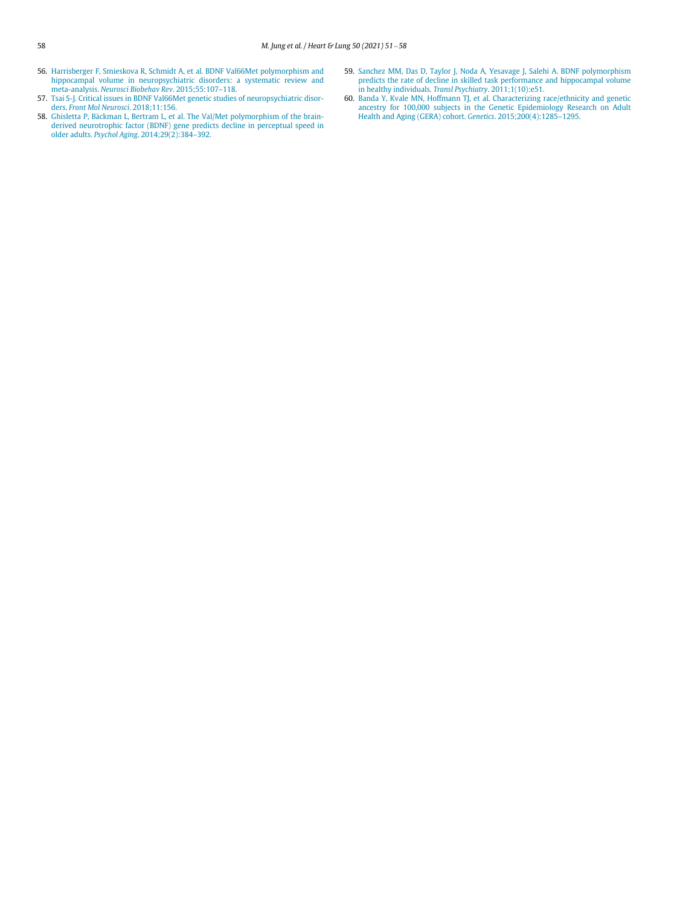56. Harrisberger F, Smieskova R, Schmidt A, et al. BDNF Val66Met polymorphism and hippocampal volume in neuropsychiatric disorders: a systematic review and meta-analysis. *Neurosci Biobehav Rev*. 2015;55:107–118.
57. Tsai S-J. Critical issues in BDNF Val66Met genetic studies of neuropsychiatric disorders. *Front Mol Neurosci*. 2018;11:156.
58. Ghisletta P, Bäckman L, Bertram L, et al. The Val/Met polymorphism of the brain-derived neurotrophic factor (BDNF) gene predicts decline in perceptual speed in older adults. *Psychol Aging*. 2014;29(2):384–392.
59. Sanchez MM, Das D, Taylor J, Noda A, Yesavage J, Salehi A. BDNF polymorphism predicts the rate of decline in skilled task performance and hippocampal volume in healthy individuals. *Transl Psychiatry*. 2011;1(10):e51.
60. Banda Y, Kvale MN, Hoffmann TJ, et al. Characterizing race/ethnicity and genetic ancestry for 100,000 subjects in the Genetic Epidemiology Research on Adult Health and Aging (GERA) cohort. *Genetics*. 2015;200(4):1285–1295.